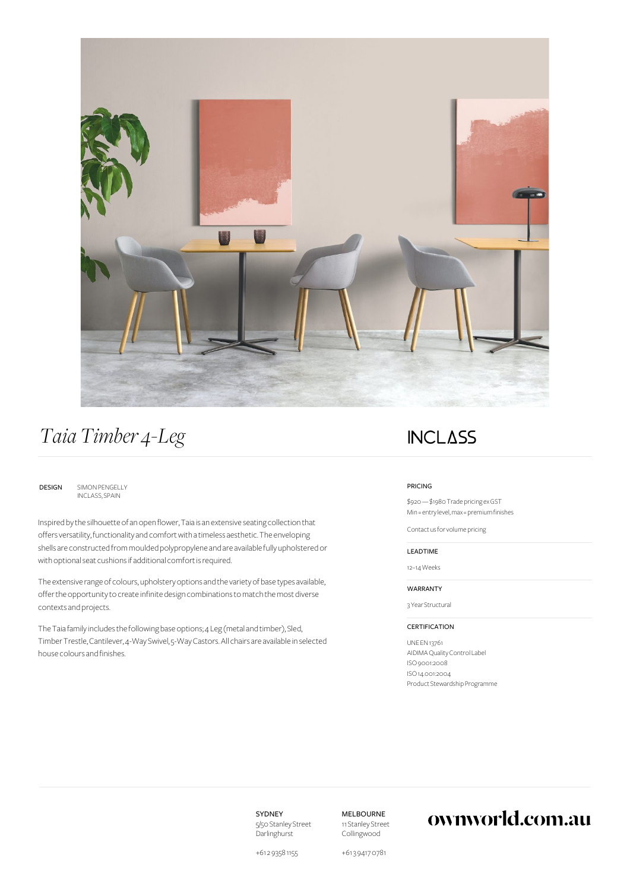# *Taia Timber 4-Leg*

INCLASS

**DESIGN** SIMON PENGELLY
INCLASS, SPAIN

Inspired by the silhouette of an open flower, Taia is an extensive seating collection that offers versatility, functionality and comfort with a timeless aesthetic. The enveloping shells are constructed from moulded polypropylene and are available fully upholstered or with optional seat cushions if additional comfort is required.

The extensive range of colours, upholstery options and the variety of base types available, offer the opportunity to create infinite design combinations to match the most diverse contexts and projects.

The Taia family includes the following base options; 4 Leg (metal and timber), Sled, Timber Trestle, Cantilever, 4-Way Swivel, 5-Way Castors. All chairs are available in selected house colours and finishes.

### PRICING

$920 — $1980 Trade pricing ex GST
Min = entry level, max = premium finishes

Contact us for volume pricing

### LEADTIME

12–14 Weeks

### WARRANTY

3 Year Structural

### CERTIFICATION

UNE EN 13761
AIDIMA Quality Control Label
ISO 9001:2008
ISO 14.001:2004
Product Stewardship Programme

**SYDNEY**
5/50 Stanley Street
Darlinghurst

+61 2 9358 1155

**MELBOURNE**
11 Stanley Street
Collingwood

+61 3 9417 0781

**ownworld.com.au**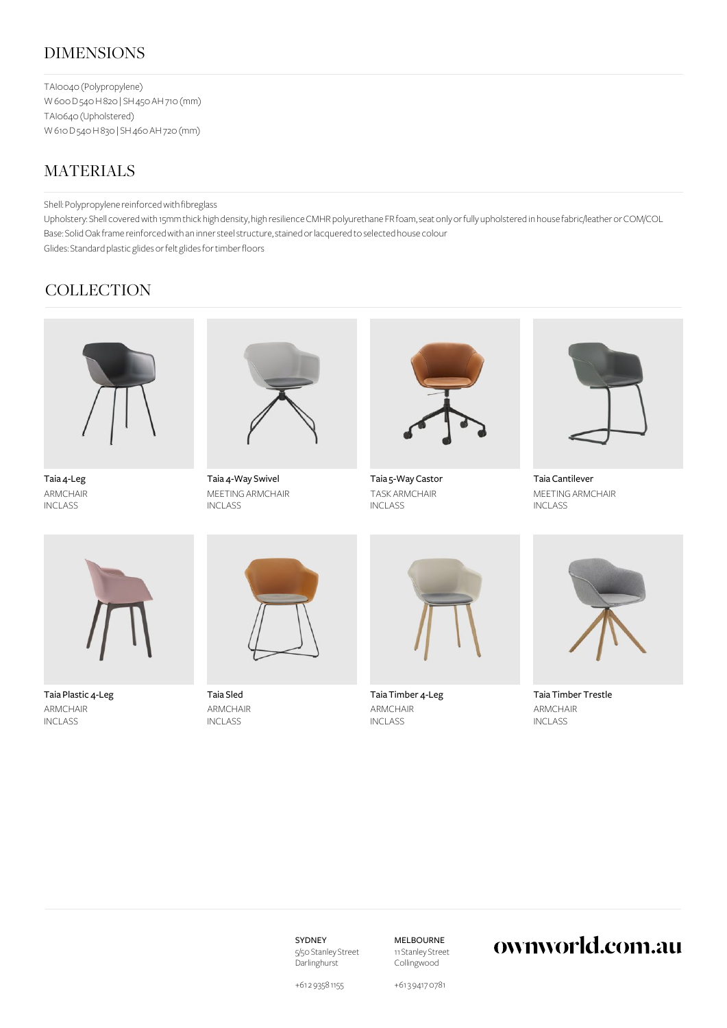## DIMENSIONS

TAI0040 (Polypropylene)
W 600 D 540 H 820 | SH 450 AH 710 (mm)
TAI0640 (Upholstered)
W 610 D 540 H 830 | SH 460 AH 720 (mm)

## MATERIALS

Shell: Polypropylene reinforced with fibreglass
Upholstery: Shell covered with 15mm thick high density, high resilience CMHR polyurethane FR foam, seat only or fully upholstered in house fabric/leather or COM/COL
Base: Solid Oak frame reinforced with an inner steel structure, stained or lacquered to selected house colour
Glides: Standard plastic glides or felt glides for timber floors

## COLLECTION

Taia 4-Leg
ARMCHAIR
INCLASS

Taia 4-Way Swivel
MEETING ARMCHAIR
INCLASS

Taia 5-Way Castor
TASK ARMCHAIR
INCLASS

Taia Cantilever
MEETING ARMCHAIR
INCLASS

Taia Plastic 4-Leg
ARMCHAIR
INCLASS

Taia Sled
ARMCHAIR
INCLASS

Taia Timber 4-Leg
ARMCHAIR
INCLASS

Taia Timber Trestle
ARMCHAIR
INCLASS

SYDNEY
5/50 Stanley Street
Darlinghurst

+61 2 9358 1155

MELBOURNE
11 Stanley Street
Collingwood

+61 3 9417 0781

ownworld.com.au